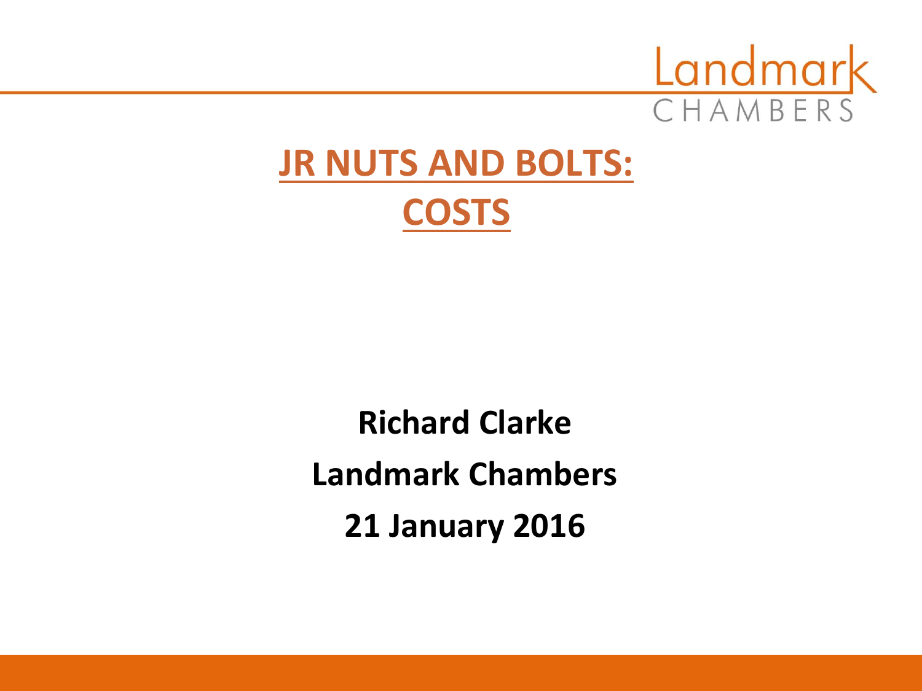Landmark
CHAMBERS

# JR NUTS AND BOLTS: COSTS

**Richard Clarke**

**Landmark Chambers**

**21 January 2016**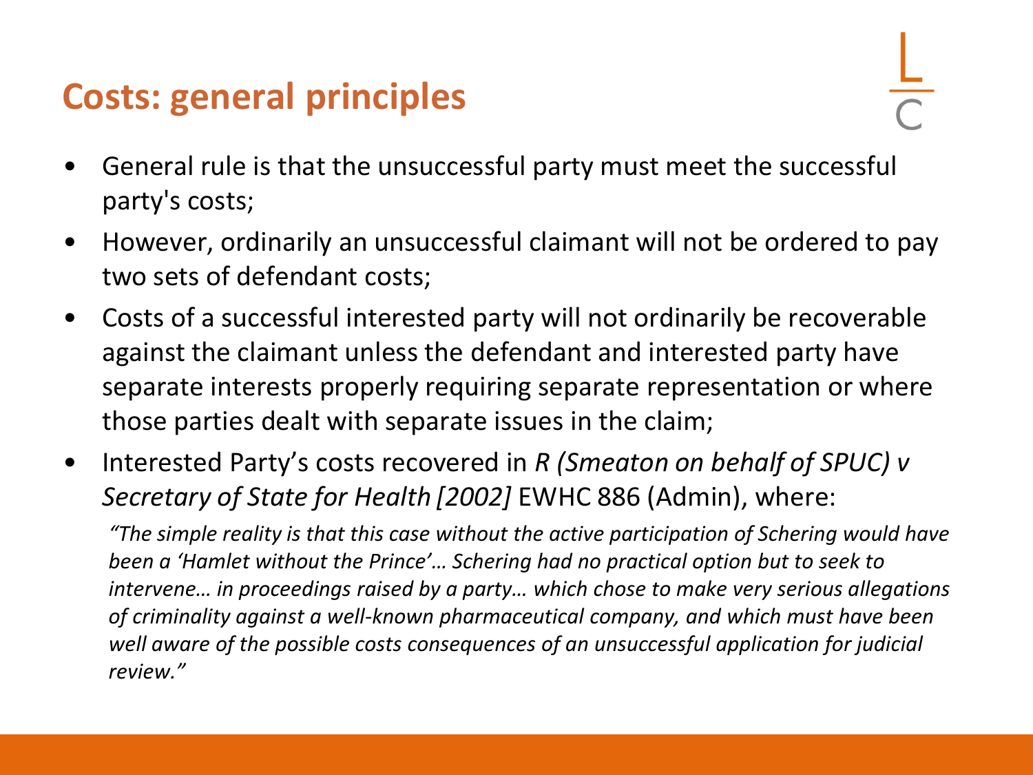## Costs: general principles

- General rule is that the unsuccessful party must meet the successful party's costs;
- However, ordinarily an unsuccessful claimant will not be ordered to pay two sets of defendant costs;
- Costs of a successful interested party will not ordinarily be recoverable against the claimant unless the defendant and interested party have separate interests properly requiring separate representation or where those parties dealt with separate issues in the claim;
- Interested Party's costs recovered in *R (Smeaton on behalf of SPUC) v Secretary of State for Health [2002]* EWHC 886 (Admin), where:

  *"The simple reality is that this case without the active participation of Schering would have been a 'Hamlet without the Prince'… Schering had no practical option but to seek to intervene… in proceedings raised by a party… which chose to make very serious allegations of criminality against a well-known pharmaceutical company, and which must have been well aware of the possible costs consequences of an unsuccessful application for judicial review."*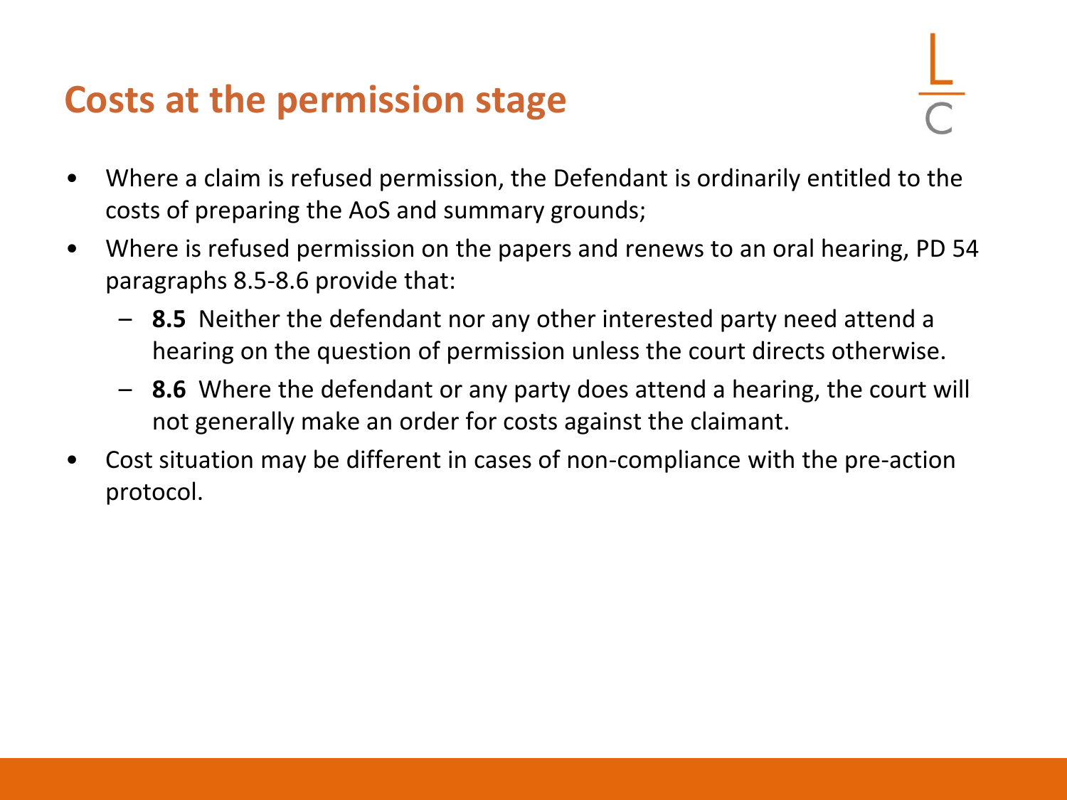# Costs at the permission stage

- Where a claim is refused permission, the Defendant is ordinarily entitled to the costs of preparing the AoS and summary grounds;
- Where is refused permission on the papers and renews to an oral hearing, PD 54 paragraphs 8.5-8.6 provide that:
  - **8.5** Neither the defendant nor any other interested party need attend a hearing on the question of permission unless the court directs otherwise.
  - **8.6** Where the defendant or any party does attend a hearing, the court will not generally make an order for costs against the claimant.
- Cost situation may be different in cases of non-compliance with the pre-action protocol.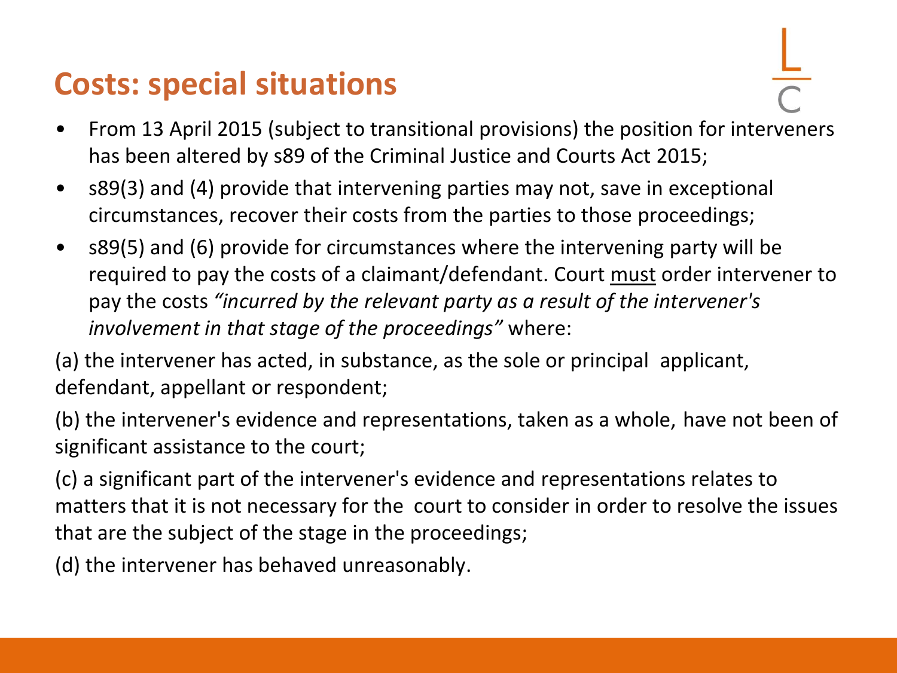## Costs: special situations

- From 13 April 2015 (subject to transitional provisions) the position for interveners has been altered by s89 of the Criminal Justice and Courts Act 2015;
- s89(3) and (4) provide that intervening parties may not, save in exceptional circumstances, recover their costs from the parties to those proceedings;
- s89(5) and (6) provide for circumstances where the intervening party will be required to pay the costs of a claimant/defendant. Court <u>must</u> order intervener to pay the costs *"incurred by the relevant party as a result of the intervener's involvement in that stage of the proceedings"* where:

(a) the intervener has acted, in substance, as the sole or principal applicant, defendant, appellant or respondent;

(b) the intervener's evidence and representations, taken as a whole, have not been of significant assistance to the court;

(c) a significant part of the intervener's evidence and representations relates to matters that it is not necessary for the court to consider in order to resolve the issues that are the subject of the stage in the proceedings;

(d) the intervener has behaved unreasonably.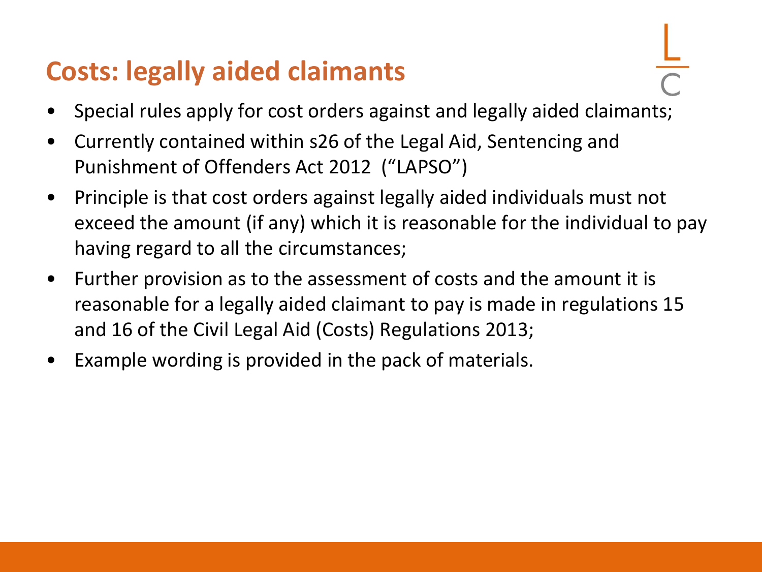## Costs: legally aided claimants

- Special rules apply for cost orders against and legally aided claimants;
- Currently contained within s26 of the Legal Aid, Sentencing and Punishment of Offenders Act 2012 ("LAPSO")
- Principle is that cost orders against legally aided individuals must not exceed the amount (if any) which it is reasonable for the individual to pay having regard to all the circumstances;
- Further provision as to the assessment of costs and the amount it is reasonable for a legally aided claimant to pay is made in regulations 15 and 16 of the Civil Legal Aid (Costs) Regulations 2013;
- Example wording is provided in the pack of materials.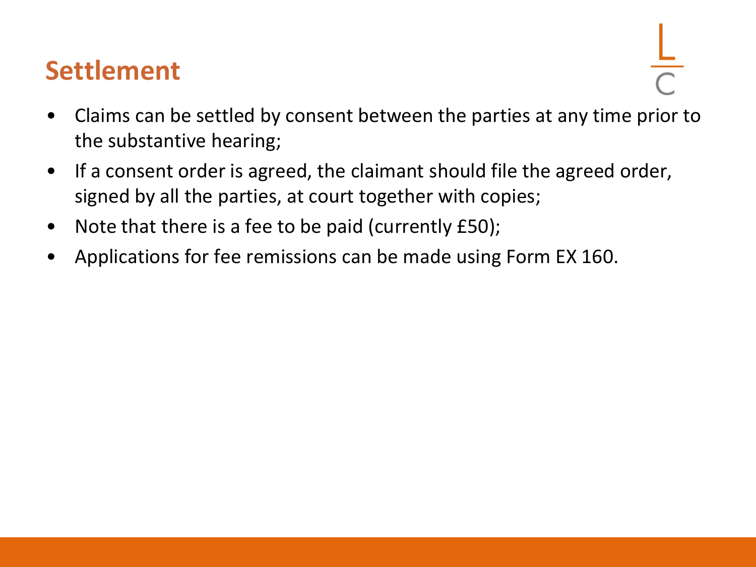# Settlement

- Claims can be settled by consent between the parties at any time prior to the substantive hearing;
- If a consent order is agreed, the claimant should file the agreed order, signed by all the parties, at court together with copies;
- Note that there is a fee to be paid (currently £50);
- Applications for fee remissions can be made using Form EX 160.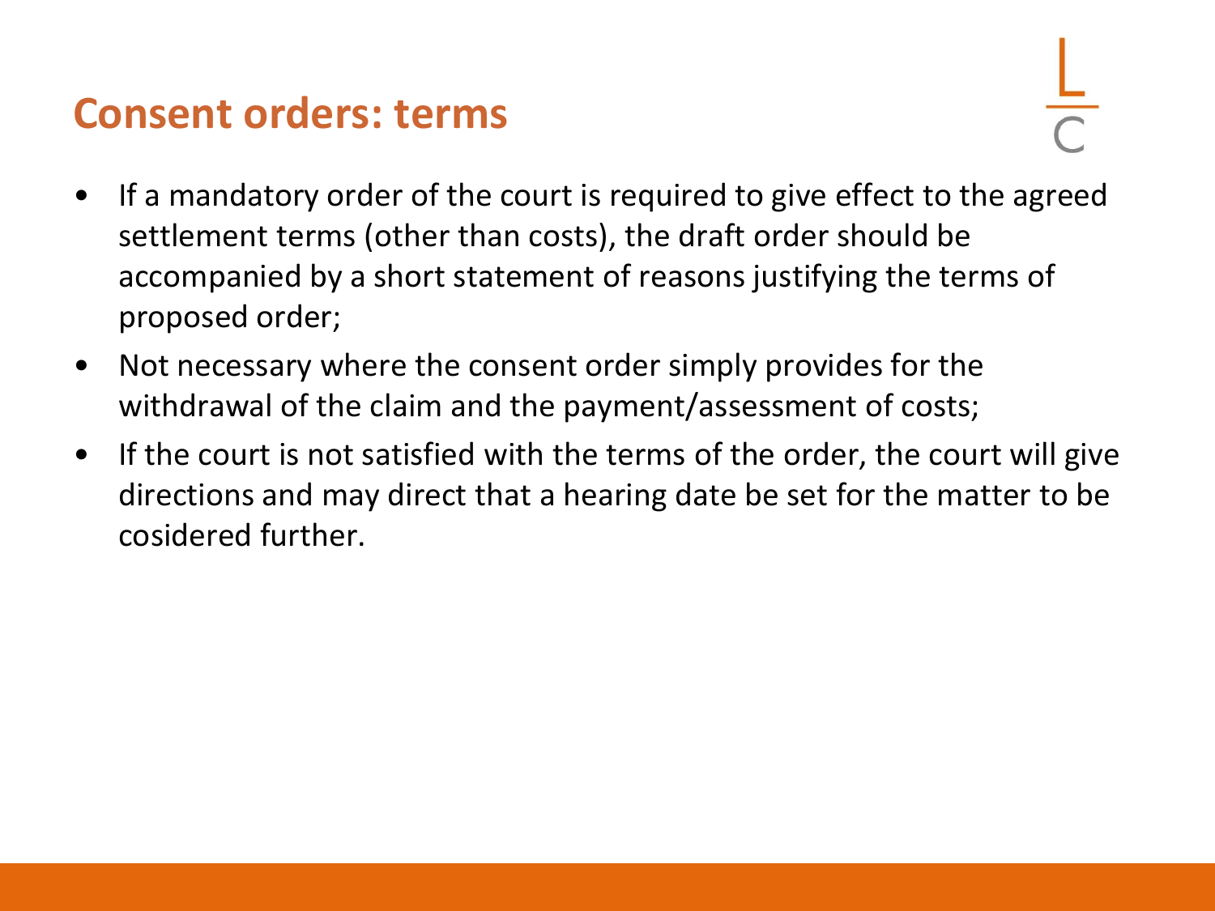# Consent orders: terms

- If a mandatory order of the court is required to give effect to the agreed settlement terms (other than costs), the draft order should be accompanied by a short statement of reasons justifying the terms of proposed order;
- Not necessary where the consent order simply provides for the withdrawal of the claim and the payment/assessment of costs;
- If the court is not satisfied with the terms of the order, the court will give directions and may direct that a hearing date be set for the matter to be cosidered further.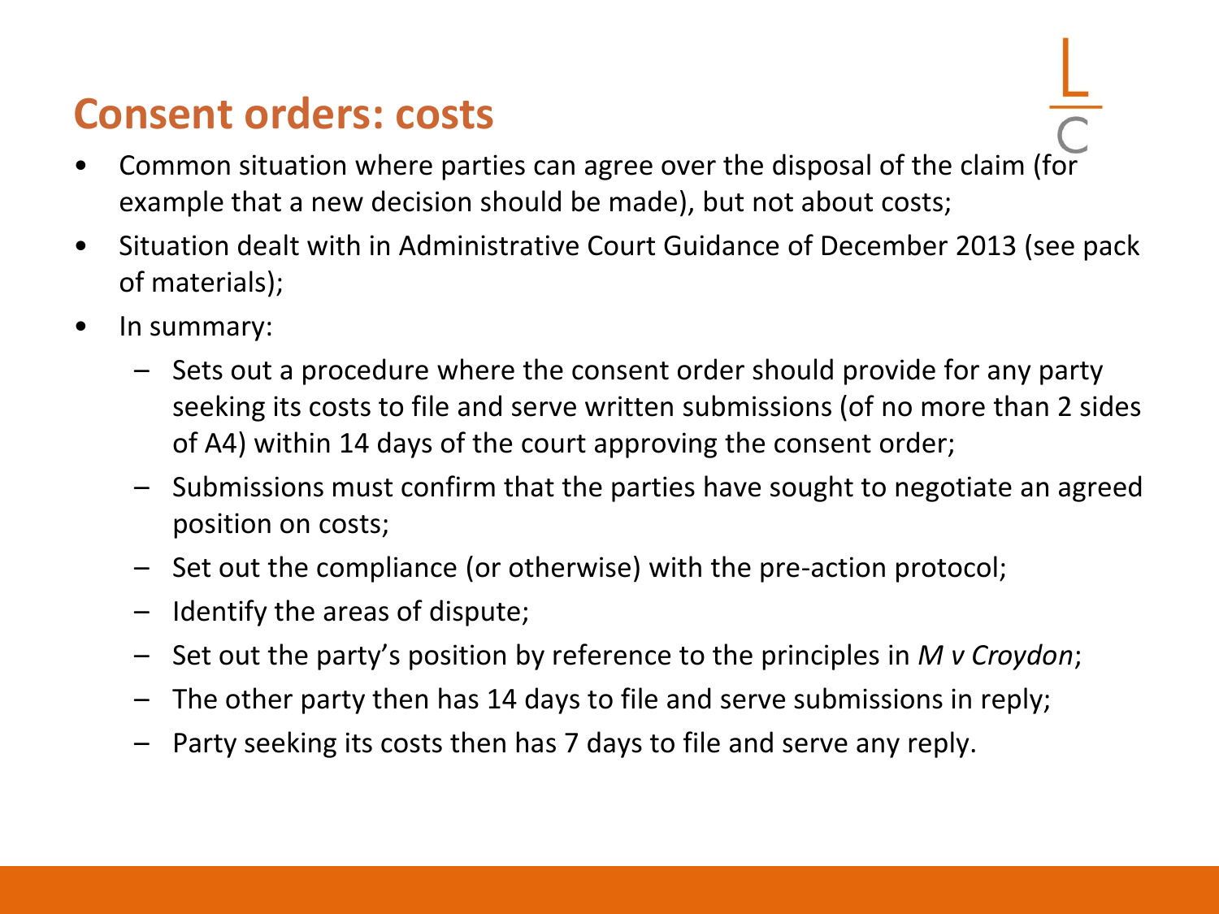# Consent orders: costs

- Common situation where parties can agree over the disposal of the claim (for example that a new decision should be made), but not about costs;
- Situation dealt with in Administrative Court Guidance of December 2013 (see pack of materials);
- In summary:
  - Sets out a procedure where the consent order should provide for any party seeking its costs to file and serve written submissions (of no more than 2 sides of A4) within 14 days of the court approving the consent order;
  - Submissions must confirm that the parties have sought to negotiate an agreed position on costs;
  - Set out the compliance (or otherwise) with the pre-action protocol;
  - Identify the areas of dispute;
  - Set out the party's position by reference to the principles in *M v Croydon*;
  - The other party then has 14 days to file and serve submissions in reply;
  - Party seeking its costs then has 7 days to file and serve any reply.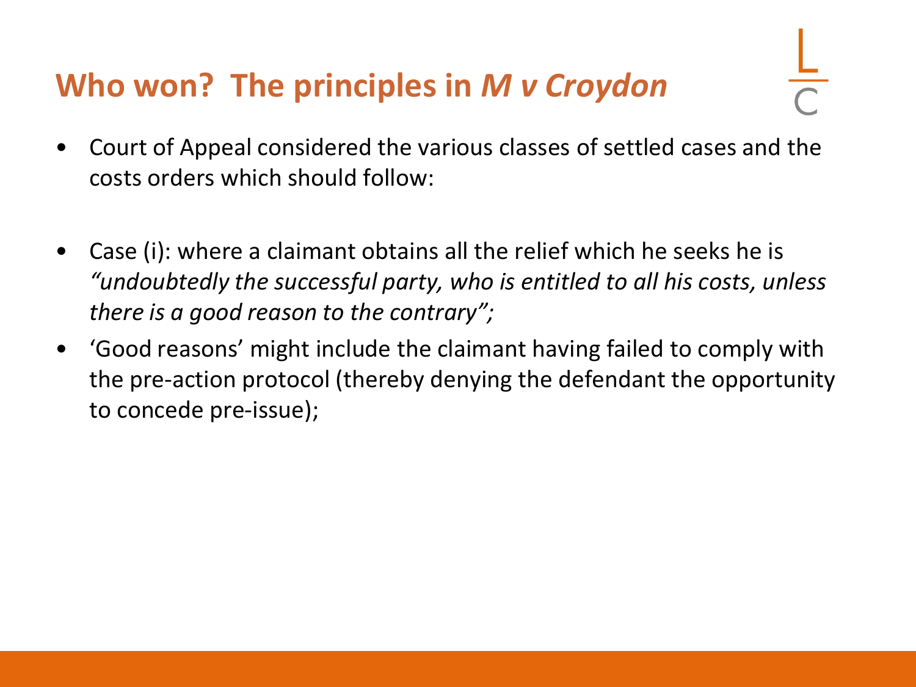# Who won? The principles in *M v Croydon*

- Court of Appeal considered the various classes of settled cases and the costs orders which should follow:

- Case (i): where a claimant obtains all the relief which he seeks he is *"undoubtedly the successful party, who is entitled to all his costs, unless there is a good reason to the contrary";*
- 'Good reasons' might include the claimant having failed to comply with the pre-action protocol (thereby denying the defendant the opportunity to concede pre-issue);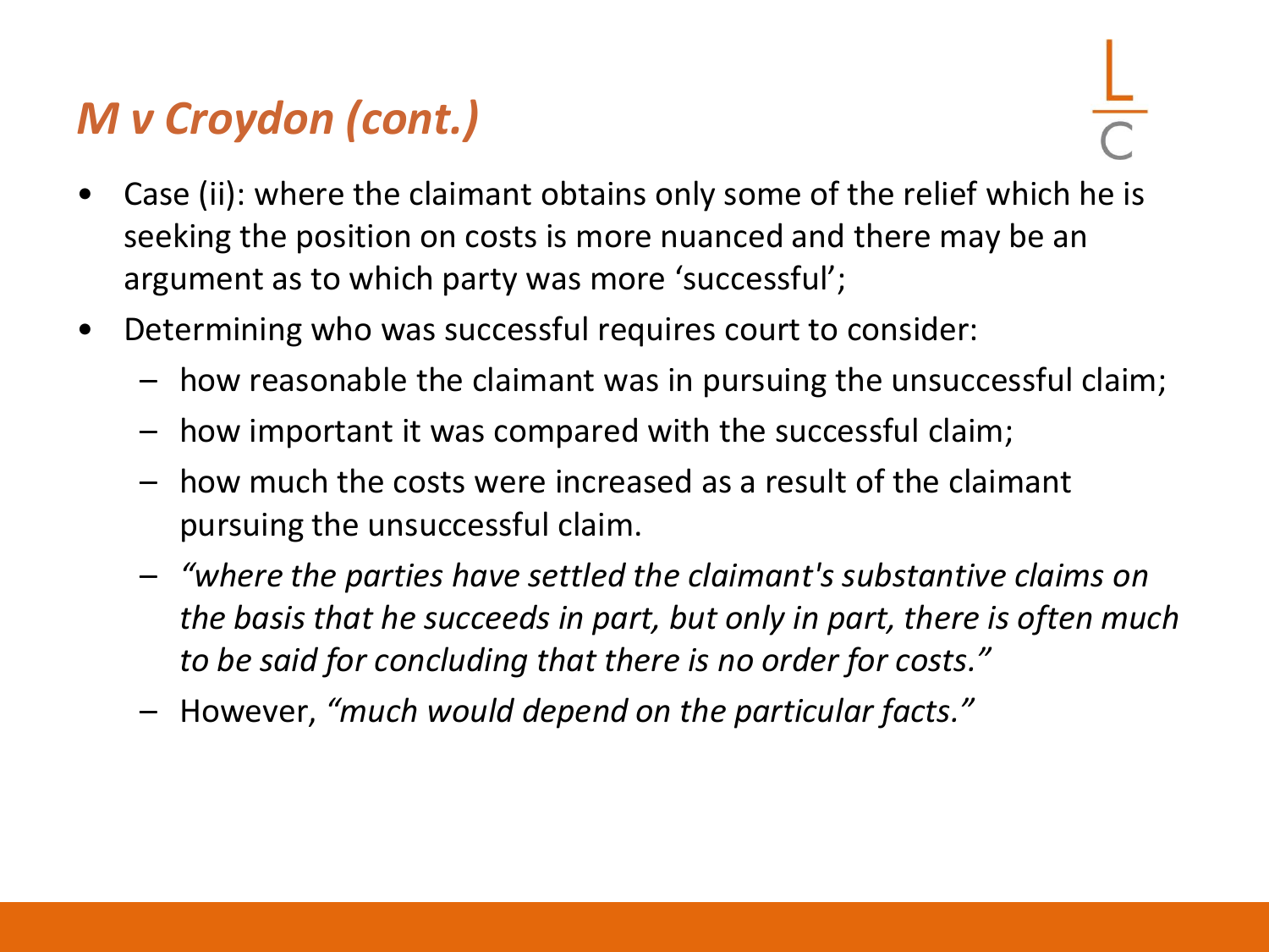# *M v Croydon (cont.)*

- Case (ii): where the claimant obtains only some of the relief which he is seeking the position on costs is more nuanced and there may be an argument as to which party was more 'successful';
- Determining who was successful requires court to consider:
  - how reasonable the claimant was in pursuing the unsuccessful claim;
  - how important it was compared with the successful claim;
  - how much the costs were increased as a result of the claimant pursuing the unsuccessful claim.
  - *"where the parties have settled the claimant's substantive claims on the basis that he succeeds in part, but only in part, there is often much to be said for concluding that there is no order for costs."*
  - However, *"much would depend on the particular facts."*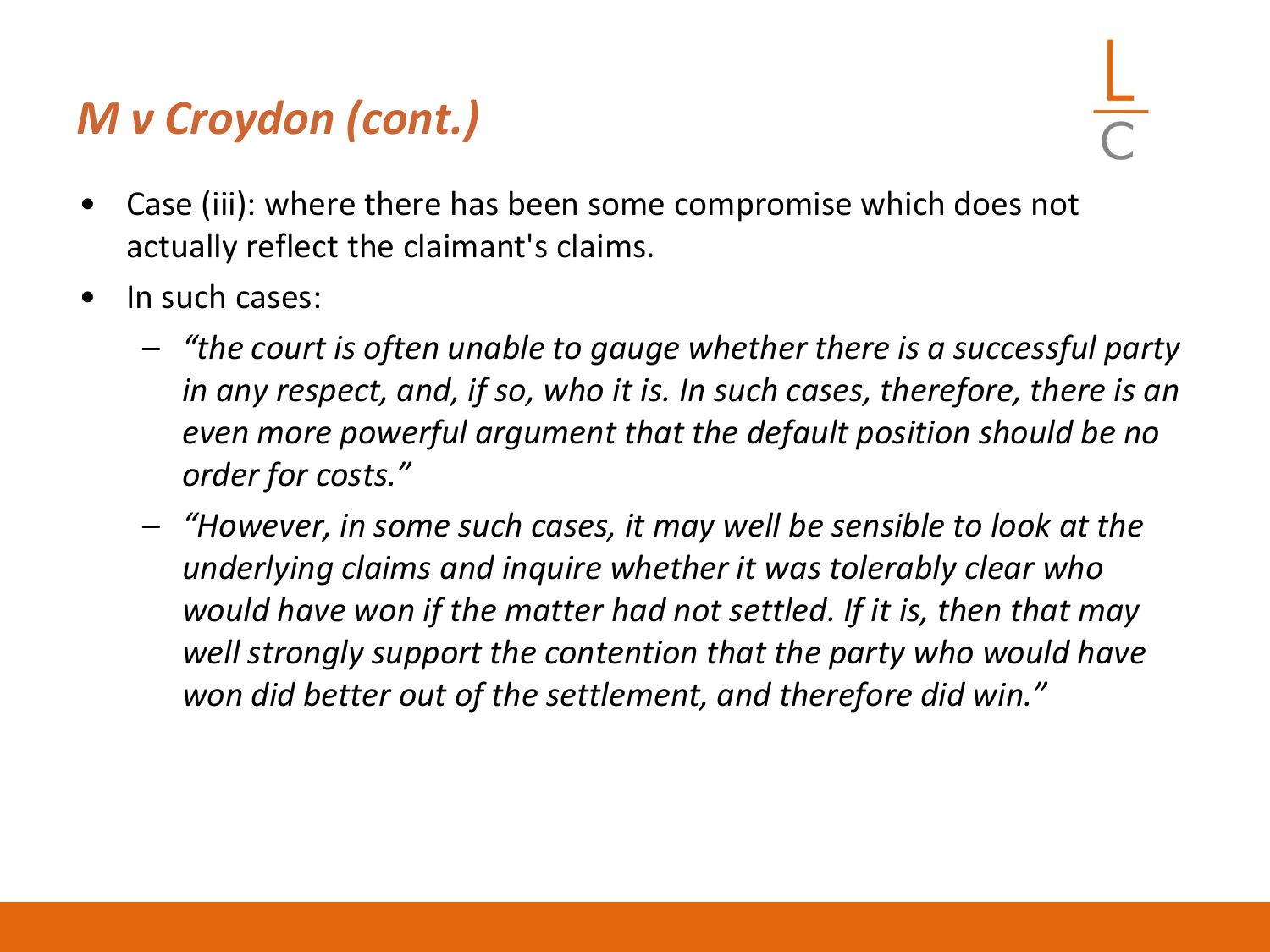# *M v Croydon (cont.)*

- Case (iii): where there has been some compromise which does not actually reflect the claimant's claims.
- In such cases:
  - *"the court is often unable to gauge whether there is a successful party in any respect, and, if so, who it is. In such cases, therefore, there is an even more powerful argument that the default position should be no order for costs."*
  - *"However, in some such cases, it may well be sensible to look at the underlying claims and inquire whether it was tolerably clear who would have won if the matter had not settled. If it is, then that may well strongly support the contention that the party who would have won did better out of the settlement, and therefore did win."*